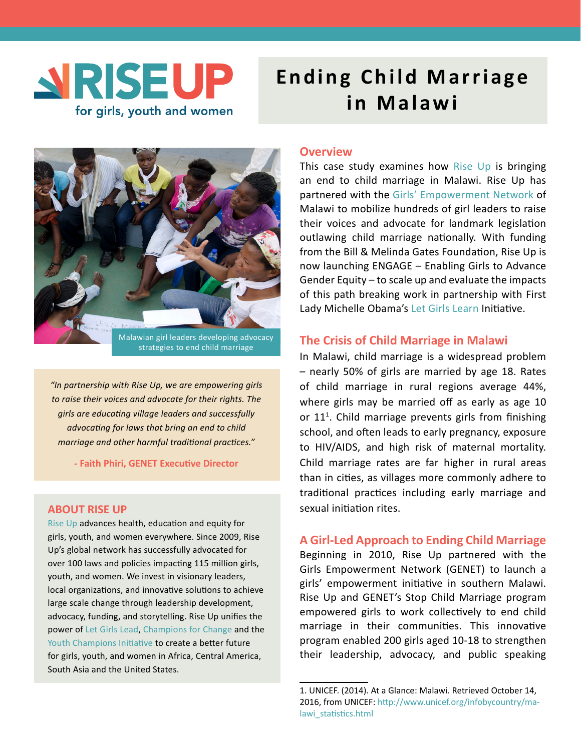# RISE UP for girls, youth and women

# Ending Child Marriage in Malawi

Malawian girl leaders developing advocacy strategies to end child marriage

*"In partnership with Rise Up, we are empowering girls to raise their voices and advocate for their rights. The girls are educating village leaders and successfully advocating for laws that bring an end to child marriage and other harmful traditional practices."*

**- Faith Phiri, GENET Executive Director**

## ABOUT RISE UP

Rise Up advances health, education and equity for girls, youth, and women everywhere. Since 2009, Rise Up's global network has successfully advocated for over 100 laws and policies impacting 115 million girls, youth, and women. We invest in visionary leaders, local organizations, and innovative solutions to achieve large scale change through leadership development, advocacy, funding, and storytelling. Rise Up unifies the power of Let Girls Lead, Champions for Change and the Youth Champions Initiative to create a better future for girls, youth, and women in Africa, Central America, South Asia and the United States.

## Overview

This case study examines how Rise Up is bringing an end to child marriage in Malawi. Rise Up has partnered with the Girls' Empowerment Network of Malawi to mobilize hundreds of girl leaders to raise their voices and advocate for landmark legislation outlawing child marriage nationally. With funding from the Bill & Melinda Gates Foundation, Rise Up is now launching ENGAGE – Enabling Girls to Advance Gender Equity – to scale up and evaluate the impacts of this path breaking work in partnership with First Lady Michelle Obama's Let Girls Learn Initiative.

## The Crisis of Child Marriage in Malawi

In Malawi, child marriage is a widespread problem – nearly 50% of girls are married by age 18. Rates of child marriage in rural regions average 44%, where girls may be married off as early as age 10 or 11[1]. Child marriage prevents girls from finishing school, and often leads to early pregnancy, exposure to HIV/AIDS, and high risk of maternal mortality. Child marriage rates are far higher in rural areas than in cities, as villages more commonly adhere to traditional practices including early marriage and sexual initiation rites.

## A Girl-Led Approach to Ending Child Marriage

Beginning in 2010, Rise Up partnered with the Girls Empowerment Network (GENET) to launch a girls' empowerment initiative in southern Malawi. Rise Up and GENET's Stop Child Marriage program empowered girls to work collectively to end child marriage in their communities. This innovative program enabled 200 girls aged 10-18 to strengthen their leadership, advocacy, and public speaking

---

1. UNICEF. (2014). At a Glance: Malawi. Retrieved October 14, 2016, from UNICEF: http://www.unicef.org/infobycountry/malawi_statistics.html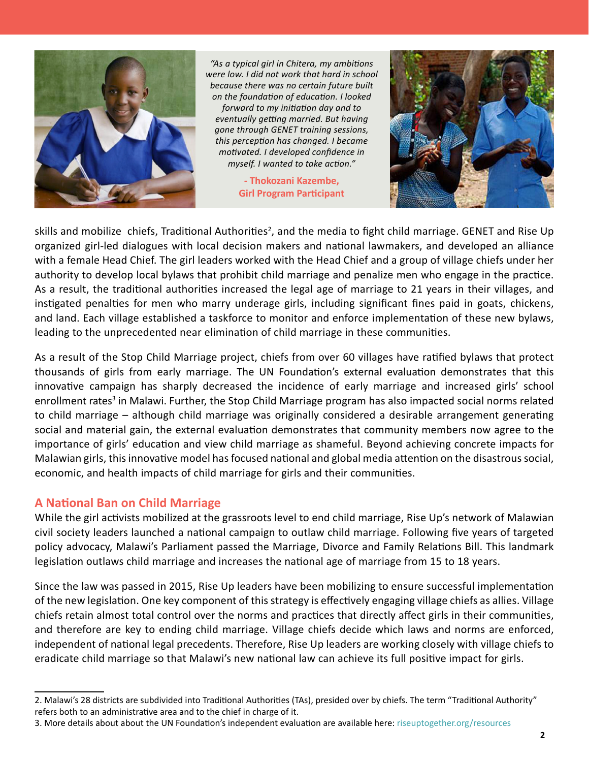*"As a typical girl in Chitera, my ambitions were low. I did not work that hard in school because there was no certain future built on the foundation of education. I looked forward to my initiation day and to eventually getting married. But having gone through GENET training sessions, this perception has changed. I became motivated. I developed confidence in myself. I wanted to take action."*

**- Thokozani Kazembe, Girl Program Participant**

skills and mobilize chiefs, Traditional Authorities[2], and the media to fight child marriage. GENET and Rise Up organized girl-led dialogues with local decision makers and national lawmakers, and developed an alliance with a female Head Chief. The girl leaders worked with the Head Chief and a group of village chiefs under her authority to develop local bylaws that prohibit child marriage and penalize men who engage in the practice. As a result, the traditional authorities increased the legal age of marriage to 21 years in their villages, and instigated penalties for men who marry underage girls, including significant fines paid in goats, chickens, and land. Each village established a taskforce to monitor and enforce implementation of these new bylaws, leading to the unprecedented near elimination of child marriage in these communities.

As a result of the Stop Child Marriage project, chiefs from over 60 villages have ratified bylaws that protect thousands of girls from early marriage. The UN Foundation's external evaluation demonstrates that this innovative campaign has sharply decreased the incidence of early marriage and increased girls' school enrollment rates[3] in Malawi. Further, the Stop Child Marriage program has also impacted social norms related to child marriage – although child marriage was originally considered a desirable arrangement generating social and material gain, the external evaluation demonstrates that community members now agree to the importance of girls' education and view child marriage as shameful. Beyond achieving concrete impacts for Malawian girls, this innovative model has focused national and global media attention on the disastrous social, economic, and health impacts of child marriage for girls and their communities.

## A National Ban on Child Marriage

While the girl activists mobilized at the grassroots level to end child marriage, Rise Up's network of Malawian civil society leaders launched a national campaign to outlaw child marriage. Following five years of targeted policy advocacy, Malawi's Parliament passed the Marriage, Divorce and Family Relations Bill. This landmark legislation outlaws child marriage and increases the national age of marriage from 15 to 18 years.

Since the law was passed in 2015, Rise Up leaders have been mobilizing to ensure successful implementation of the new legislation. One key component of this strategy is effectively engaging village chiefs as allies. Village chiefs retain almost total control over the norms and practices that directly affect girls in their communities, and therefore are key to ending child marriage. Village chiefs decide which laws and norms are enforced, independent of national legal precedents. Therefore, Rise Up leaders are working closely with village chiefs to eradicate child marriage so that Malawi's new national law can achieve its full positive impact for girls.

---

2. Malawi's 28 districts are subdivided into Traditional Authorities (TAs), presided over by chiefs. The term "Traditional Authority" refers both to an administrative area and to the chief in charge of it.
3. More details about about the UN Foundation's independent evaluation are available here: riseuptogether.org/resources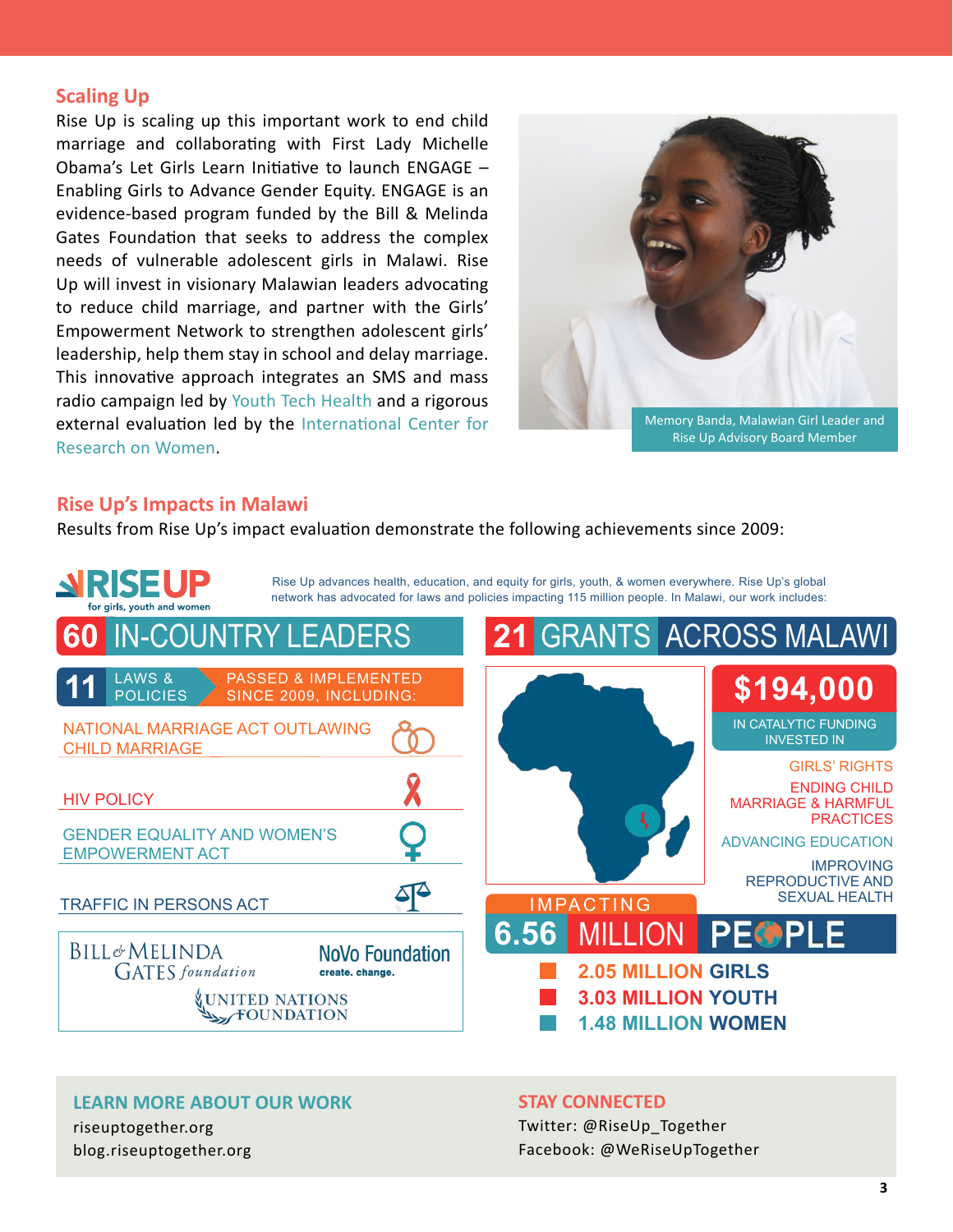## Scaling Up

Rise Up is scaling up this important work to end child marriage and collaborating with First Lady Michelle Obama's Let Girls Learn Initiative to launch ENGAGE – Enabling Girls to Advance Gender Equity. ENGAGE is an evidence-based program funded by the Bill & Melinda Gates Foundation that seeks to address the complex needs of vulnerable adolescent girls in Malawi. Rise Up will invest in visionary Malawian leaders advocating to reduce child marriage, and partner with the Girls' Empowerment Network to strengthen adolescent girls' leadership, help them stay in school and delay marriage. This innovative approach integrates an SMS and mass radio campaign led by Youth Tech Health and a rigorous external evaluation led by the International Center for Research on Women.

Memory Banda, Malawian Girl Leader and Rise Up Advisory Board Member

## Rise Up's Impacts in Malawi

Results from Rise Up's impact evaluation demonstrate the following achievements since 2009:

RISEUP for girls, youth and women

Rise Up advances health, education, and equity for girls, youth, & women everywhere. Rise Up's global network has advocated for laws and policies impacting 115 million people. In Malawi, our work includes:

**60** IN-COUNTRY LEADERS

**11** LAWS & POLICIES PASSED & IMPLEMENTED SINCE 2009, INCLUDING:

- NATIONAL MARRIAGE ACT OUTLAWING CHILD MARRIAGE
- HIV POLICY
- GENDER EQUALITY AND WOMEN'S EMPOWERMENT ACT
- TRAFFIC IN PERSONS ACT

BILL & MELINDA GATES foundation

NoVo Foundation create. change.

UNITED NATIONS FOUNDATION

**21** GRANTS ACROSS MALAWI

**$194,000** IN CATALYTIC FUNDING INVESTED IN

- GIRLS' RIGHTS
- ENDING CHILD MARRIAGE & HARMFUL PRACTICES
- ADVANCING EDUCATION
- IMPROVING REPRODUCTIVE AND SEXUAL HEALTH

IMPACTING **6.56** MILLION PEOPLE

- 2.05 MILLION GIRLS
- 3.03 MILLION YOUTH
- 1.48 MILLION WOMEN

**LEARN MORE ABOUT OUR WORK**

riseuptogether.org
blog.riseuptogether.org

**STAY CONNECTED**

Twitter: @RiseUp_Together
Facebook: @WeRiseUpTogether